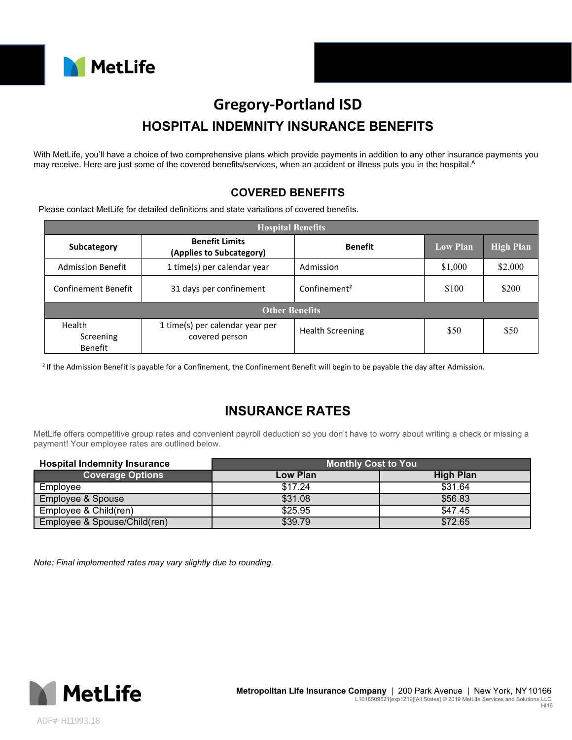# Gregory-Portland ISD

## HOSPITAL INDEMNITY INSURANCE BENEFITS

With MetLife, you'll have a choice of two comprehensive plans which provide payments in addition to any other insurance payments you may receive. Here are just some of the covered benefits/services, when an accident or illness puts you in the hospital.[A]

### COVERED BENEFITS

Please contact MetLife for detailed definitions and state variations of covered benefits.

| Hospital Benefits | | | | |
|---|---|---|---|---|
| **Subcategory** | **Benefit Limits (Applies to Subcategory)** | **Benefit** | **Low Plan** | **High Plan** |
| Admission Benefit | 1 time(s) per calendar year | Admission | $1,000 | $2,000 |
| Confinement Benefit | 31 days per confinement | Confinement[2] | $100 | $200 |
| **Other Benefits** | | | | |
| Health Screening Benefit | 1 time(s) per calendar year per covered person | Health Screening | $50 | $50 |

[2] If the Admission Benefit is payable for a Confinement, the Confinement Benefit will begin to be payable the day after Admission.

## INSURANCE RATES

MetLife offers competitive group rates and convenient payroll deduction so you don't have to worry about writing a check or missing a payment! Your employee rates are outlined below.

| Hospital Indemnity Insurance | Monthly Cost to You | |
|---|---|---|
| **Coverage Options** | **Low Plan** | **High Plan** |
| Employee | $17.24 | $31.64 |
| Employee & Spouse | $31.08 | $56.83 |
| Employee & Child(ren) | $25.95 | $47.45 |
| Employee & Spouse/Child(ren) | $39.79 | $72.65 |

*Note: Final implemented rates may vary slightly due to rounding.*

**Metropolitan Life Insurance Company** | 200 Park Avenue | New York, NY 10166
L1018509521[exp1219][All States] © 2019 MetLife Services and Solutions, LLC
HI16

ADF# HI1993.18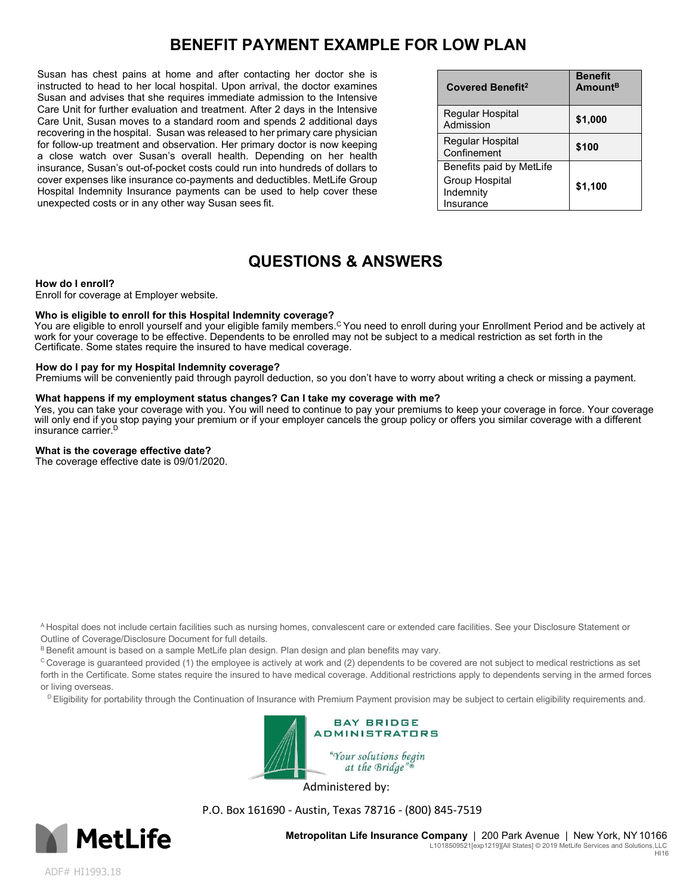## BENEFIT PAYMENT EXAMPLE FOR LOW PLAN

Susan has chest pains at home and after contacting her doctor she is instructed to head to her local hospital. Upon arrival, the doctor examines Susan and advises that she requires immediate admission to the Intensive Care Unit for further evaluation and treatment. After 2 days in the Intensive Care Unit, Susan moves to a standard room and spends 2 additional days recovering in the hospital. Susan was released to her primary care physician for follow-up treatment and observation. Her primary doctor is now keeping a close watch over Susan's overall health. Depending on her health insurance, Susan's out-of-pocket costs could run into hundreds of dollars to cover expenses like insurance co-payments and deductibles. MetLife Group Hospital Indemnity Insurance payments can be used to help cover these unexpected costs or in any other way Susan sees fit.

| Covered Benefit[2] | Benefit Amount[B] |
|---|---|
| Regular Hospital Admission | **$1,000** |
| Regular Hospital Confinement | **$100** |
| Benefits paid by MetLife Group Hospital Indemnity Insurance | **$1,100** |

## QUESTIONS & ANSWERS

**How do I enroll?**
Enroll for coverage at Employer website.

**Who is eligible to enroll for this Hospital Indemnity coverage?**
You are eligible to enroll yourself and your eligible family members.[C] You need to enroll during your Enrollment Period and be actively at work for your coverage to be effective. Dependents to be enrolled may not be subject to a medical restriction as set forth in the Certificate. Some states require the insured to have medical coverage.

**How do I pay for my Hospital Indemnity coverage?**
Premiums will be conveniently paid through payroll deduction, so you don't have to worry about writing a check or missing a payment.

**What happens if my employment status changes? Can I take my coverage with me?**
Yes, you can take your coverage with you. You will need to continue to pay your premiums to keep your coverage in force. Your coverage will only end if you stop paying your premium or if your employer cancels the group policy or offers you similar coverage with a different insurance carrier.[D]

**What is the coverage effective date?**
The coverage effective date is 09/01/2020.

[A] Hospital does not include certain facilities such as nursing homes, convalescent care or extended care facilities. See your Disclosure Statement or Outline of Coverage/Disclosure Document for full details.

[B] Benefit amount is based on a sample MetLife plan design. Plan design and plan benefits may vary.

[C] Coverage is guaranteed provided (1) the employee is actively at work and (2) dependents to be covered are not subject to medical restrictions as set forth in the Certificate. Some states require the insured to have medical coverage. Additional restrictions apply to dependents serving in the armed forces or living overseas.

[D] Eligibility for portability through the Continuation of Insurance with Premium Payment provision may be subject to certain eligibility requirements and.

BAY BRIDGE ADMINISTRATORS
"Your solutions begin at the Bridge"®

Administered by:

P.O. Box 161690 - Austin, Texas 78716 - (800) 845-7519

MetLife

**Metropolitan Life Insurance Company** | 200 Park Avenue | New York, NY 10166
L1018509521[exp1219][All States] © 2019 MetLife Services and Solutions, LLC
HI16

ADF# HI1993.18